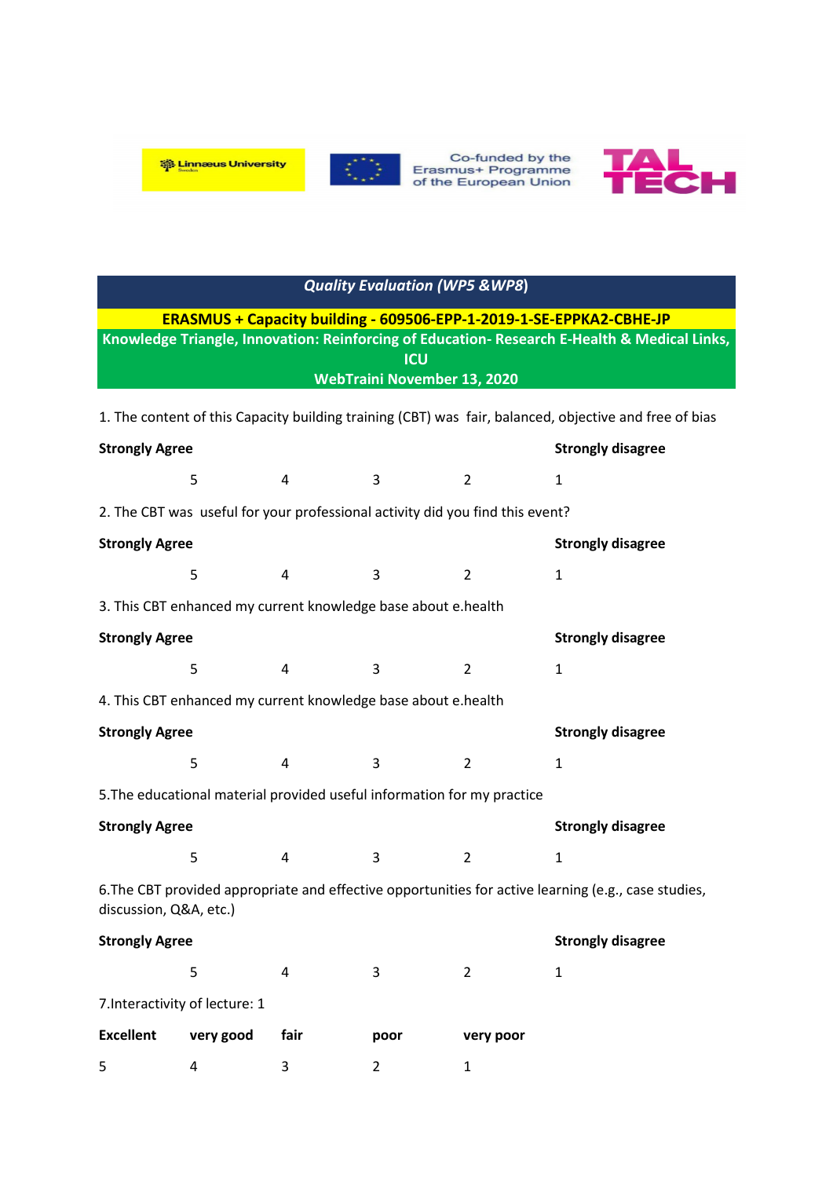Linnæus University

Co-funded by the Erasmus+ Programme of the European Union

TAL TECH

| *Quality Evaluation (WP5 &WP8)* |
|---|
| **ERASMUS + Capacity building - 609506-EPP-1-2019-1-SE-EPPKA2-CBHE-JP** |
| **Knowledge Triangle, Innovation: Reinforcing of Education- Research E-Health & Medical Links, ICU** |
| **WebTraini November 13, 2020** |

1. The content of this Capacity building training (CBT) was fair, balanced, objective and free of bias

| **Strongly Agree** | | | | **Strongly disagree** |
|---|---|---|---|---|
| 5 | 4 | 3 | 2 | 1 |

2. The CBT was useful for your professional activity did you find this event?

| **Strongly Agree** | | | | **Strongly disagree** |
|---|---|---|---|---|
| 5 | 4 | 3 | 2 | 1 |

3. This CBT enhanced my current knowledge base about e.health

| **Strongly Agree** | | | | **Strongly disagree** |
|---|---|---|---|---|
| 5 | 4 | 3 | 2 | 1 |

4. This CBT enhanced my current knowledge base about e.health

| **Strongly Agree** | | | | **Strongly disagree** |
|---|---|---|---|---|
| 5 | 4 | 3 | 2 | 1 |

5.The educational material provided useful information for my practice

| **Strongly Agree** | | | | **Strongly disagree** |
|---|---|---|---|---|
| 5 | 4 | 3 | 2 | 1 |

6.The CBT provided appropriate and effective opportunities for active learning (e.g., case studies, discussion, Q&A, etc.)

| **Strongly Agree** | | | | **Strongly disagree** |
|---|---|---|---|---|
| 5 | 4 | 3 | 2 | 1 |

7.Interactivity of lecture: 1

| **Excellent** | **very good** | **fair** | **poor** | **very poor** |
|---|---|---|---|---|
| 5 | 4 | 3 | 2 | 1 |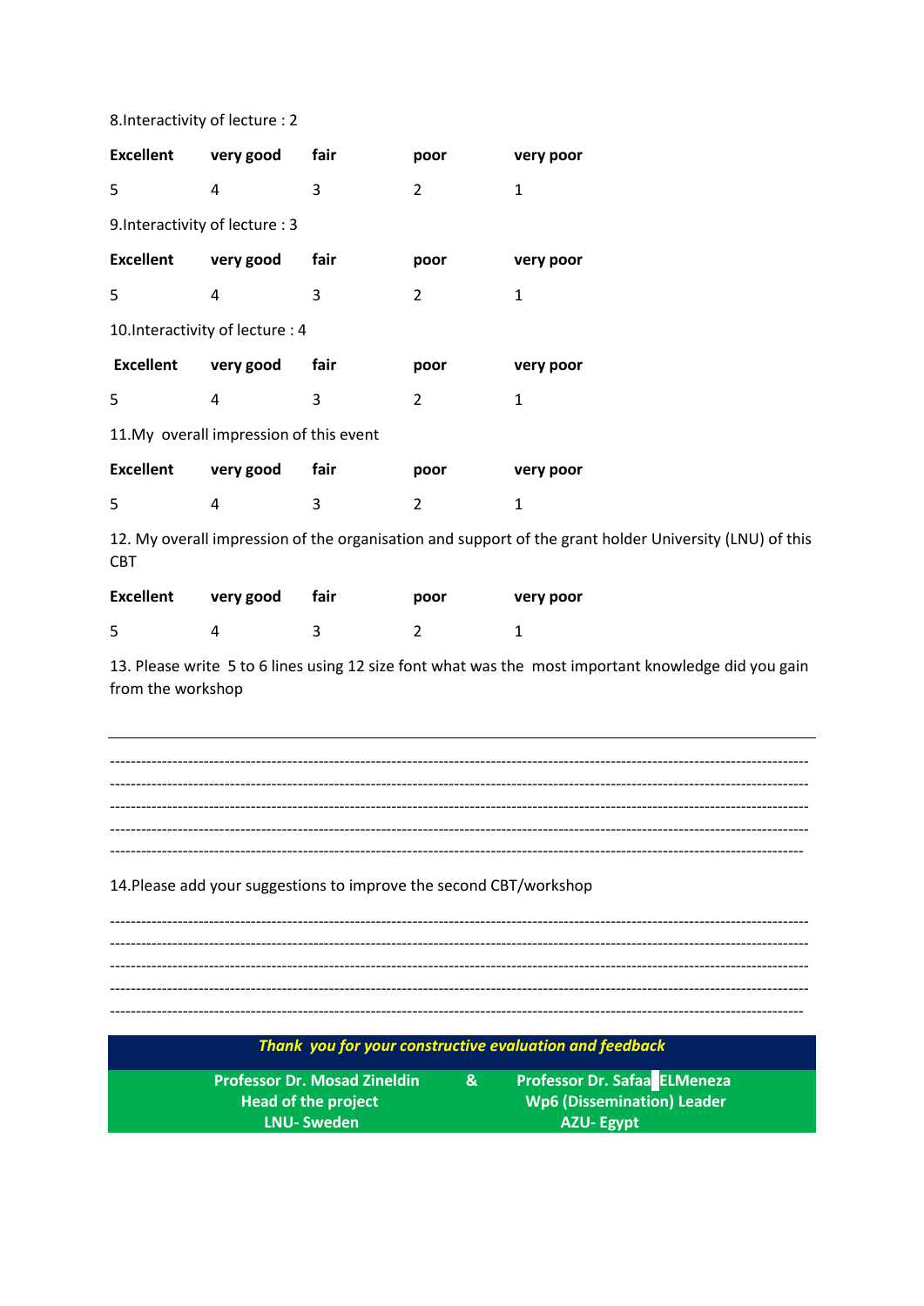8.Interactivity of lecture : 2

| | | | | |
|---|---|---|---|---|
| **Excellent** | **very good** | **fair** | **poor** | **very poor** |
| 5 | 4 | 3 | 2 | 1 |

9.Interactivity of lecture : 3

| | | | | |
|---|---|---|---|---|
| **Excellent** | **very good** | **fair** | **poor** | **very poor** |
| 5 | 4 | 3 | 2 | 1 |

10.Interactivity of lecture : 4

| | | | | |
|---|---|---|---|---|
| **Excellent** | **very good** | **fair** | **poor** | **very poor** |
| 5 | 4 | 3 | 2 | 1 |

11.My overall impression of this event

| | | | | |
|---|---|---|---|---|
| **Excellent** | **very good** | **fair** | **poor** | **very poor** |
| 5 | 4 | 3 | 2 | 1 |

12. My overall impression of the organisation and support of the grant holder University (LNU) of this CBT

| | | | | |
|---|---|---|---|---|
| **Excellent** | **very good** | **fair** | **poor** | **very poor** |
| 5 | 4 | 3 | 2 | 1 |

13. Please write 5 to 6 lines using 12 size font what was the most important knowledge did you gain from the workshop

---

------------------------------------------------------------------------------------------------------------------------
------------------------------------------------------------------------------------------------------------------------
------------------------------------------------------------------------------------------------------------------------
------------------------------------------------------------------------------------------------------------------------
------------------------------------------------------------------------------------------------------------------------

14.Please add your suggestions to improve the second CBT/workshop

------------------------------------------------------------------------------------------------------------------------
------------------------------------------------------------------------------------------------------------------------
------------------------------------------------------------------------------------------------------------------------
------------------------------------------------------------------------------------------------------------------------
------------------------------------------------------------------------------------------------------------------------

***Thank you for your constructive evaluation and feedback***

| | | |
|---|---|---|
| **Professor Dr. Mosad Zineldin** | **&** | **Professor Dr. Safaa ELMeneza** |
| **Head of the project** | | **Wp6 (Dissemination) Leader** |
| **LNU- Sweden** | | **AZU- Egypt** |